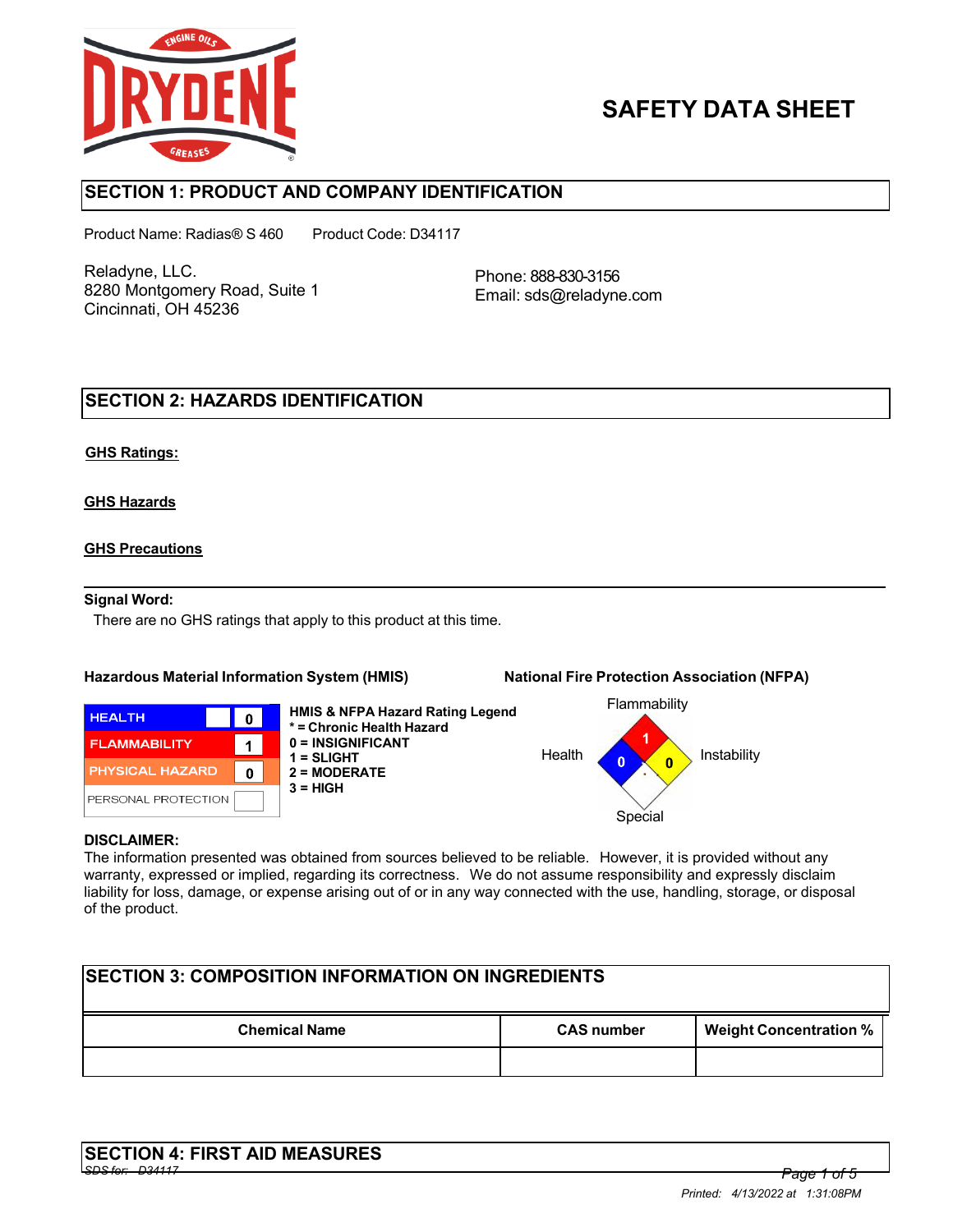# SAFETY DATA SHEET

## SECTION 1: PRODUCT AND COMPANY IDENTIFICATION

Product Name: Radias® S 460  Product Code: D34117

Reladyne, LLC.
8280 Montgomery Road, Suite 1
Cincinnati, OH 45236

Phone: 888-830-3156
Email: sds@reladyne.com

## SECTION 2: HAZARDS IDENTIFICATION

**GHS Ratings:**

**GHS Hazards**

**GHS Precautions**

**Signal Word:**

There are no GHS ratings that apply to this product at this time.

**Hazardous Material Information System (HMIS)**

| HMIS | Rating |
|---|---|
| HEALTH | 0 |
| FLAMMABILITY | 1 |
| PHYSICAL HAZARD | 0 |
| PERSONAL PROTECTION | |

**HMIS & NFPA Hazard Rating Legend**
**\* = Chronic Health Hazard**
**0 = INSIGNIFICANT**
**1 = SLIGHT**
**2 = MODERATE**
**3 = HIGH**

**National Fire Protection Association (NFPA)**

| NFPA | Rating |
|---|---|
| Health | 0 |
| Flammability | 1 |
| Instability | 0 |
| Special | |

**DISCLAIMER:**
The information presented was obtained from sources believed to be reliable. However, it is provided without any warranty, expressed or implied, regarding its correctness. We do not assume responsibility and expressly disclaim liability for loss, damage, or expense arising out of or in any way connected with the use, handling, storage, or disposal of the product.

## SECTION 3: COMPOSITION INFORMATION ON INGREDIENTS

| Chemical Name | CAS number | Weight Concentration % |
|---|---|---|
| | | |

## SECTION 4: FIRST AID MEASURES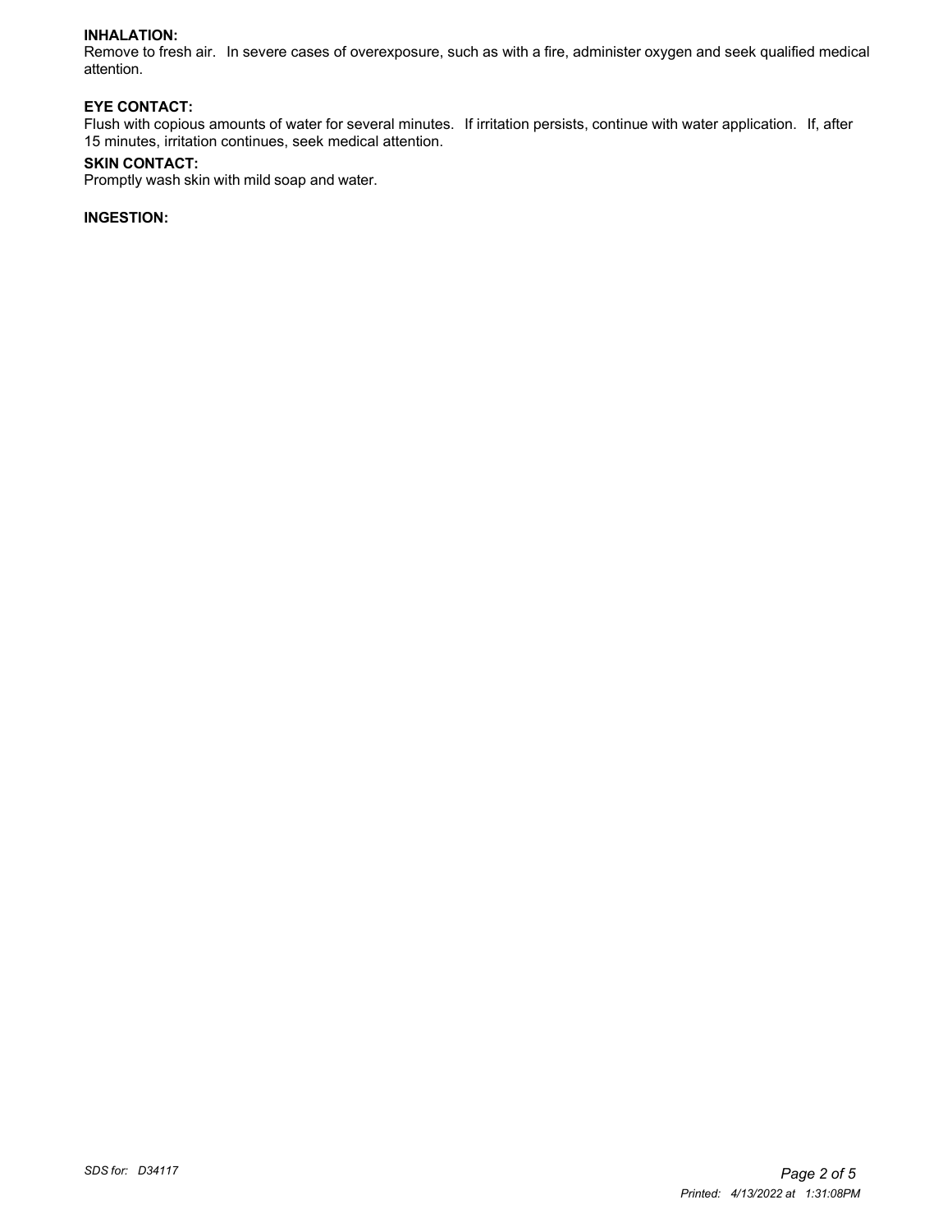**INHALATION:**
Remove to fresh air. In severe cases of overexposure, such as with a fire, administer oxygen and seek qualified medical attention.

**EYE CONTACT:**
Flush with copious amounts of water for several minutes. If irritation persists, continue with water application. If, after 15 minutes, irritation continues, seek medical attention.

**SKIN CONTACT:**
Promptly wash skin with mild soap and water.

**INGESTION:**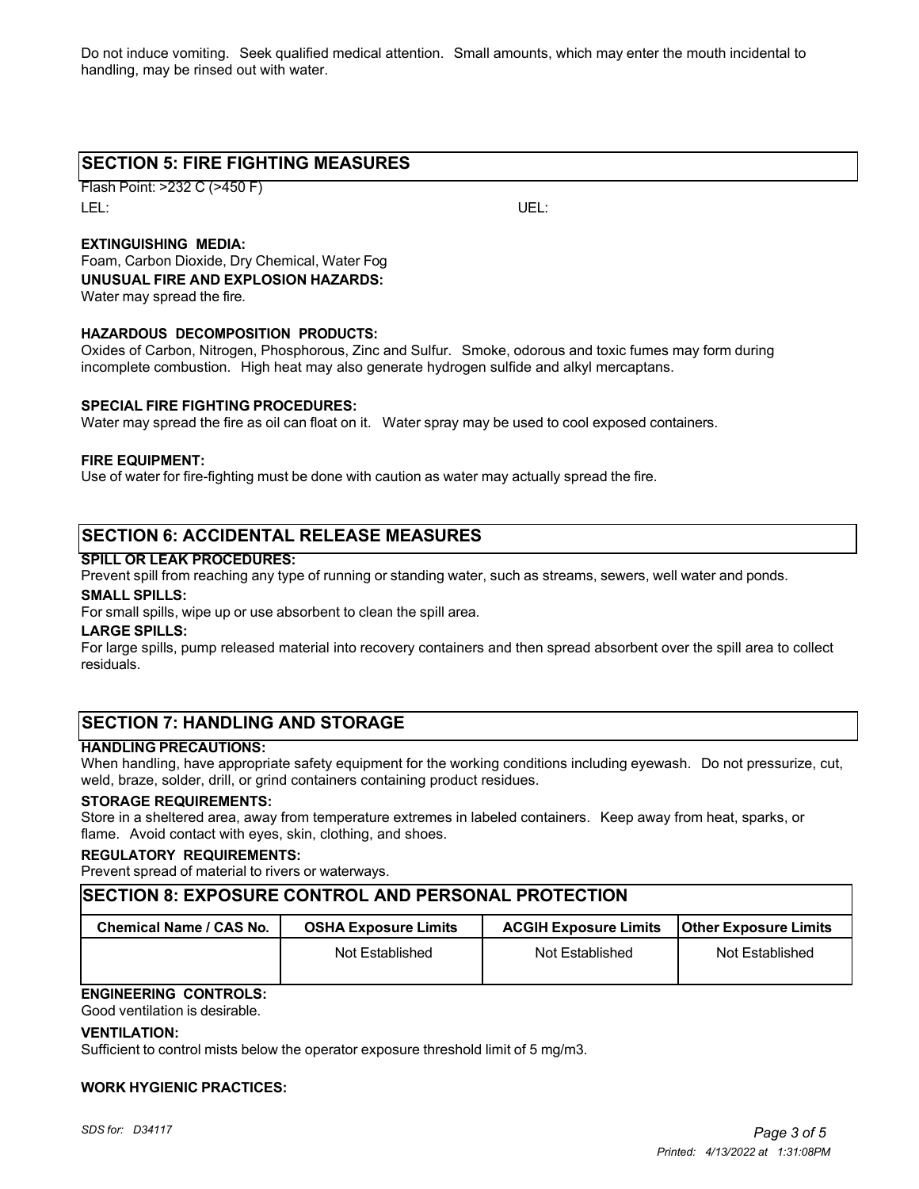Do not induce vomiting. Seek qualified medical attention. Small amounts, which may enter the mouth incidental to handling, may be rinsed out with water.

## SECTION 5: FIRE FIGHTING MEASURES

Flash Point: >232 C (>450 F)

LEL: UEL:

**EXTINGUISHING MEDIA:**

Foam, Carbon Dioxide, Dry Chemical, Water Fog

**UNUSUAL FIRE AND EXPLOSION HAZARDS:**

Water may spread the fire.

**HAZARDOUS DECOMPOSITION PRODUCTS:**

Oxides of Carbon, Nitrogen, Phosphorous, Zinc and Sulfur. Smoke, odorous and toxic fumes may form during incomplete combustion. High heat may also generate hydrogen sulfide and alkyl mercaptans.

**SPECIAL FIRE FIGHTING PROCEDURES:**

Water may spread the fire as oil can float on it. Water spray may be used to cool exposed containers.

**FIRE EQUIPMENT:**

Use of water for fire-fighting must be done with caution as water may actually spread the fire.

## SECTION 6: ACCIDENTAL RELEASE MEASURES

**SPILL OR LEAK PROCEDURES:**

Prevent spill from reaching any type of running or standing water, such as streams, sewers, well water and ponds.

**SMALL SPILLS:**

For small spills, wipe up or use absorbent to clean the spill area.

**LARGE SPILLS:**

For large spills, pump released material into recovery containers and then spread absorbent over the spill area to collect residuals.

## SECTION 7: HANDLING AND STORAGE

**HANDLING PRECAUTIONS:**

When handling, have appropriate safety equipment for the working conditions including eyewash. Do not pressurize, cut, weld, braze, solder, drill, or grind containers containing product residues.

**STORAGE REQUIREMENTS:**

Store in a sheltered area, away from temperature extremes in labeled containers. Keep away from heat, sparks, or flame. Avoid contact with eyes, skin, clothing, and shoes.

**REGULATORY REQUIREMENTS:**

Prevent spread of material to rivers or waterways.

## SECTION 8: EXPOSURE CONTROL AND PERSONAL PROTECTION

| Chemical Name / CAS No. | OSHA Exposure Limits | ACGIH Exposure Limits | Other Exposure Limits |
|---|---|---|---|
| | Not Established | Not Established | Not Established |

**ENGINEERING CONTROLS:**

Good ventilation is desirable.

**VENTILATION:**

Sufficient to control mists below the operator exposure threshold limit of 5 mg/m3.

**WORK HYGIENIC PRACTICES:**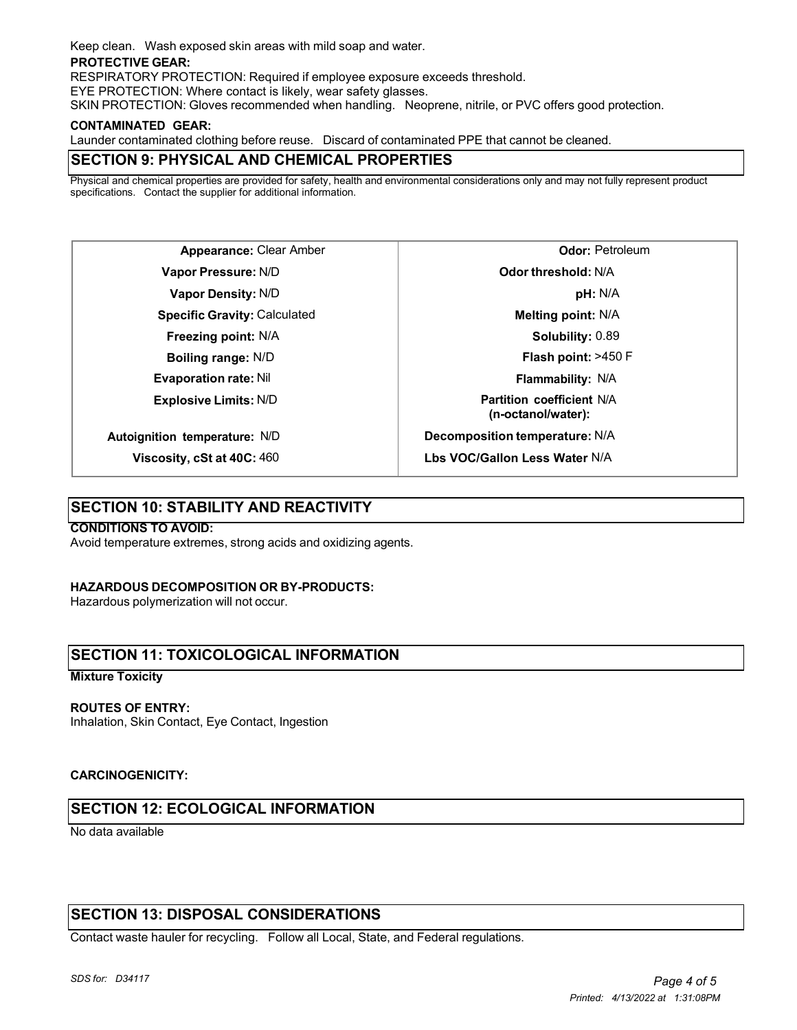Keep clean. Wash exposed skin areas with mild soap and water.

**PROTECTIVE GEAR:**

RESPIRATORY PROTECTION: Required if employee exposure exceeds threshold.

EYE PROTECTION: Where contact is likely, wear safety glasses.

SKIN PROTECTION: Gloves recommended when handling. Neoprene, nitrile, or PVC offers good protection.

**CONTAMINATED GEAR:**

Launder contaminated clothing before reuse. Discard of contaminated PPE that cannot be cleaned.

## SECTION 9: PHYSICAL AND CHEMICAL PROPERTIES

Physical and chemical properties are provided for safety, health and environmental considerations only and may not fully represent product specifications. Contact the supplier for additional information.

| Property | Value | Property | Value |
|---|---|---|---|
| **Appearance:** | Clear Amber | **Odor:** | Petroleum |
| **Vapor Pressure:** | N/D | **Odor threshold:** | N/A |
| **Vapor Density:** | N/D | **pH:** | N/A |
| **Specific Gravity:** | Calculated | **Melting point:** | N/A |
| **Freezing point:** | N/A | **Solubility:** | 0.89 |
| **Boiling range:** | N/D | **Flash point:** | >450 F |
| **Evaporation rate:** | Nil | **Flammability:** | N/A |
| **Explosive Limits:** | N/D | **Partition coefficient (n-octanol/water):** | N/A |
| **Autoignition temperature:** | N/D | **Decomposition temperature:** | N/A |
| **Viscosity, cSt at 40C:** | 460 | **Lbs VOC/Gallon Less Water** | N/A |

## SECTION 10: STABILITY AND REACTIVITY

**CONDITIONS TO AVOID:**

Avoid temperature extremes, strong acids and oxidizing agents.

**HAZARDOUS DECOMPOSITION OR BY-PRODUCTS:**

Hazardous polymerization will not occur.

## SECTION 11: TOXICOLOGICAL INFORMATION

**Mixture Toxicity**

**ROUTES OF ENTRY:**

Inhalation, Skin Contact, Eye Contact, Ingestion

**CARCINOGENICITY:**

## SECTION 12: ECOLOGICAL INFORMATION

No data available

## SECTION 13: DISPOSAL CONSIDERATIONS

Contact waste hauler for recycling. Follow all Local, State, and Federal regulations.

*SDS for: D34117*

*Printed: 4/13/2022 at 1:31:08PM*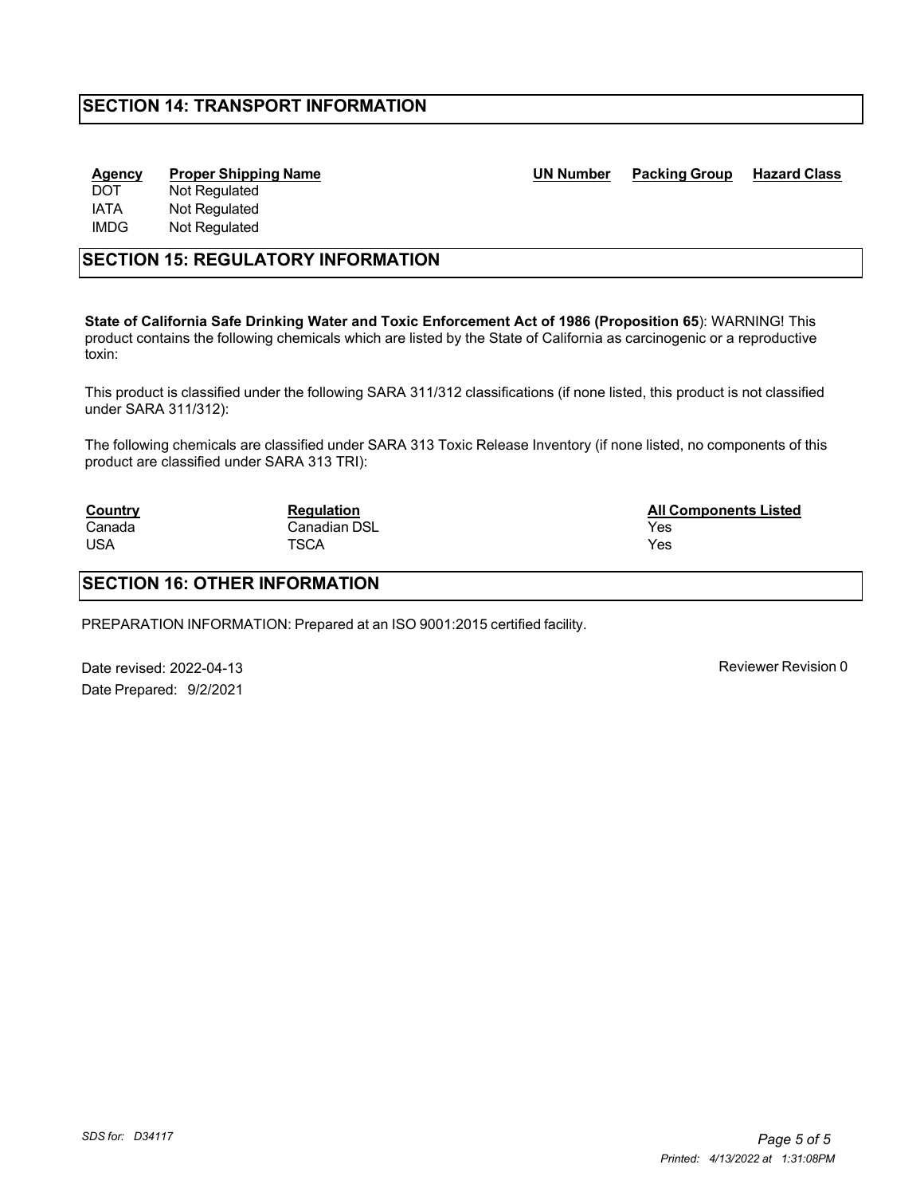## SECTION 14: TRANSPORT INFORMATION

| Agency | Proper Shipping Name | UN Number | Packing Group | Hazard Class |
|---|---|---|---|---|
| DOT | Not Regulated | | | |
| IATA | Not Regulated | | | |
| IMDG | Not Regulated | | | |

## SECTION 15: REGULATORY INFORMATION

**State of California Safe Drinking Water and Toxic Enforcement Act of 1986 (Proposition 65**): WARNING! This product contains the following chemicals which are listed by the State of California as carcinogenic or a reproductive toxin:

This product is classified under the following SARA 311/312 classifications (if none listed, this product is not classified under SARA 311/312):

The following chemicals are classified under SARA 313 Toxic Release Inventory (if none listed, no components of this product are classified under SARA 313 TRI):

| Country | Regulation | All Components Listed |
|---|---|---|
| Canada | Canadian DSL | Yes |
| USA | TSCA | Yes |

## SECTION 16: OTHER INFORMATION

PREPARATION INFORMATION: Prepared at an ISO 9001:2015 certified facility.

Date revised: 2022-04-13

Reviewer Revision 0

Date Prepared: 9/2/2021